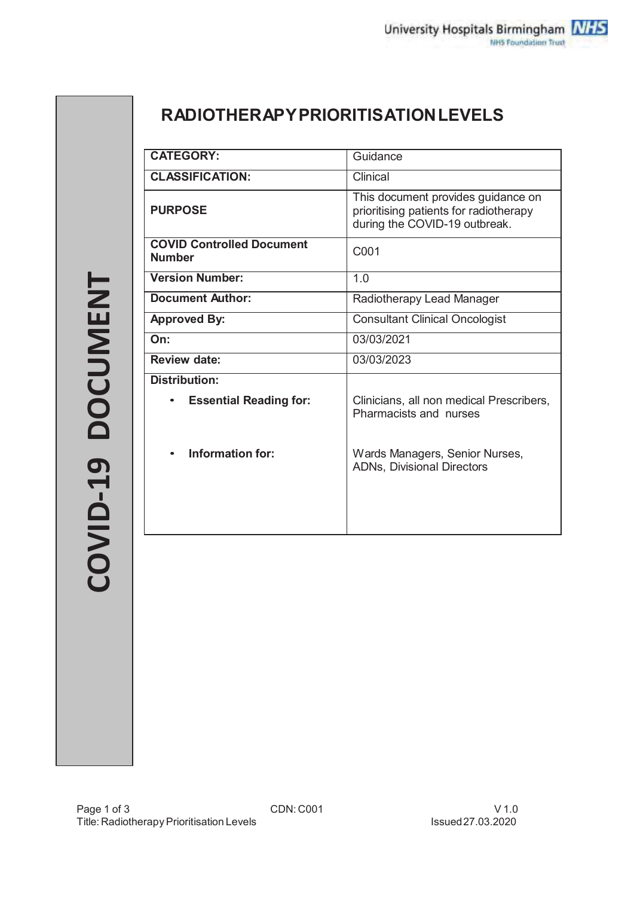COVID-19 DOCUMENT

# RADIOTHERAPY PRIORITISATION LEVELS

| | |
|---|---|
| **CATEGORY:** | Guidance |
| **CLASSIFICATION:** | Clinical |
| **PURPOSE** | This document provides guidance on prioritising patients for radiotherapy during the COVID-19 outbreak. |
| **COVID Controlled Document Number** | C001 |
| **Version Number:** | 1.0 |
| **Document Author:** | Radiotherapy Lead Manager |
| **Approved By:** | Consultant Clinical Oncologist |
| **On:** | 03/03/2021 |
| **Review date:** | 03/03/2023 |
| **Distribution:** | |
| • **Essential Reading for:** | Clinicians, all non medical Prescribers, Pharmacists and nurses |
| • **Information for:** | Wards Managers, Senior Nurses, ADNs, Divisional Directors |

CDN: C001

Title: Radiotherapy Prioritisation Levels

V 1.0

Issued 27.03.2020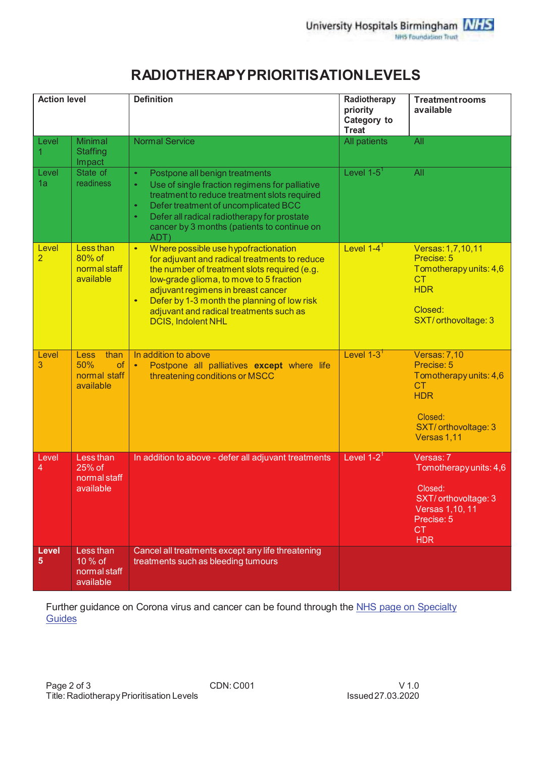# RADIOTHERAPY PRIORITISATION LEVELS

| Action level | | Definition | Radiotherapy priority Category to Treat | Treatment rooms available |
|---|---|---|---|---|
| Level 1 | Minimal Staffing Impact | Normal Service | All patients | All |
| Level 1a | State of readiness | • Postpone all benign treatments<br>• Use of single fraction regimens for palliative treatment to reduce treatment slots required<br>• Defer treatment of uncomplicated BCC<br>• Defer all radical radiotherapy for prostate cancer by 3 months (patients to continue on ADT) | Level 1-5[1] | All |
| Level 2 | Less than 80% of normal staff available | • Where possible use hypofractionation for adjuvant and radical treatments to reduce the number of treatment slots required (e.g. low-grade glioma, to move to 5 fraction adjuvant regimens in breast cancer<br>• Defer by 1-3 month the planning of low risk adjuvant and radical treatments such as DCIS, Indolent NHL | Level 1-4[1] | Versas: 1,7,10,11<br>Precise: 5<br>Tomotherapy units: 4,6<br>CT<br>HDR<br><br>Closed:<br>SXT/ orthovoltage: 3 |
| Level 3 | Less than 50% of normal staff available | In addition to above<br>• Postpone all palliatives **except** where life threatening conditions or MSCC | Level 1-3[1] | Versas: 7,10<br>Precise: 5<br>Tomotherapy units: 4,6<br>CT<br>HDR<br><br>Closed:<br>SXT/ orthovoltage: 3<br>Versas 1,11 |
| Level 4 | Less than 25% of normal staff available | In addition to above - defer all adjuvant treatments | Level 1-2[1] | Versas: 7<br>Tomotherapy units: 4,6<br><br>Closed:<br>SXT/ orthovoltage: 3<br>Versas 1,10, 11<br>Precise: 5<br>CT<br>HDR |
| **Level 5** | Less than 10 % of normal staff available | Cancel all treatments except any life threatening treatments such as bleeding tumours | | |

Further guidance on Corona virus and cancer can be found through the [NHS page on Specialty Guides](NHS page on Specialty Guides)

Title: Radiotherapy Prioritisation Levels | CDN: C001 | V 1.0 | Issued 27.03.2020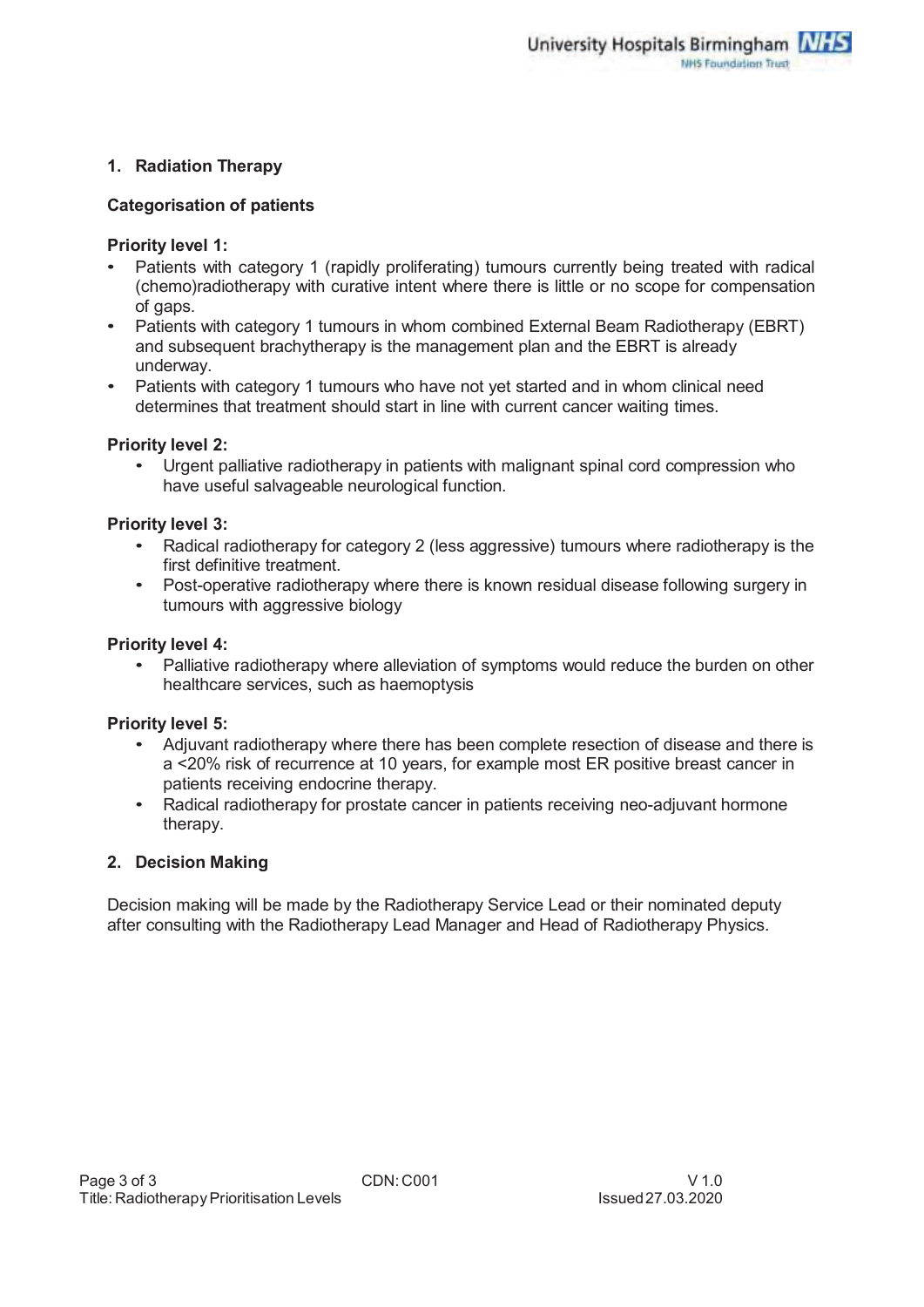## 1. Radiation Therapy

### Categorisation of patients

**Priority level 1:**

- Patients with category 1 (rapidly proliferating) tumours currently being treated with radical (chemo)radiotherapy with curative intent where there is little or no scope for compensation of gaps.
- Patients with category 1 tumours in whom combined External Beam Radiotherapy (EBRT) and subsequent brachytherapy is the management plan and the EBRT is already underway.
- Patients with category 1 tumours who have not yet started and in whom clinical need determines that treatment should start in line with current cancer waiting times.

**Priority level 2:**

- Urgent palliative radiotherapy in patients with malignant spinal cord compression who have useful salvageable neurological function.

**Priority level 3:**

- Radical radiotherapy for category 2 (less aggressive) tumours where radiotherapy is the first definitive treatment.
- Post-operative radiotherapy where there is known residual disease following surgery in tumours with aggressive biology

**Priority level 4:**

- Palliative radiotherapy where alleviation of symptoms would reduce the burden on other healthcare services, such as haemoptysis

**Priority level 5:**

- Adjuvant radiotherapy where there has been complete resection of disease and there is a <20% risk of recurrence at 10 years, for example most ER positive breast cancer in patients receiving endocrine therapy.
- Radical radiotherapy for prostate cancer in patients receiving neo-adjuvant hormone therapy.

## 2. Decision Making

Decision making will be made by the Radiotherapy Service Lead or their nominated deputy after consulting with the Radiotherapy Lead Manager and Head of Radiotherapy Physics.